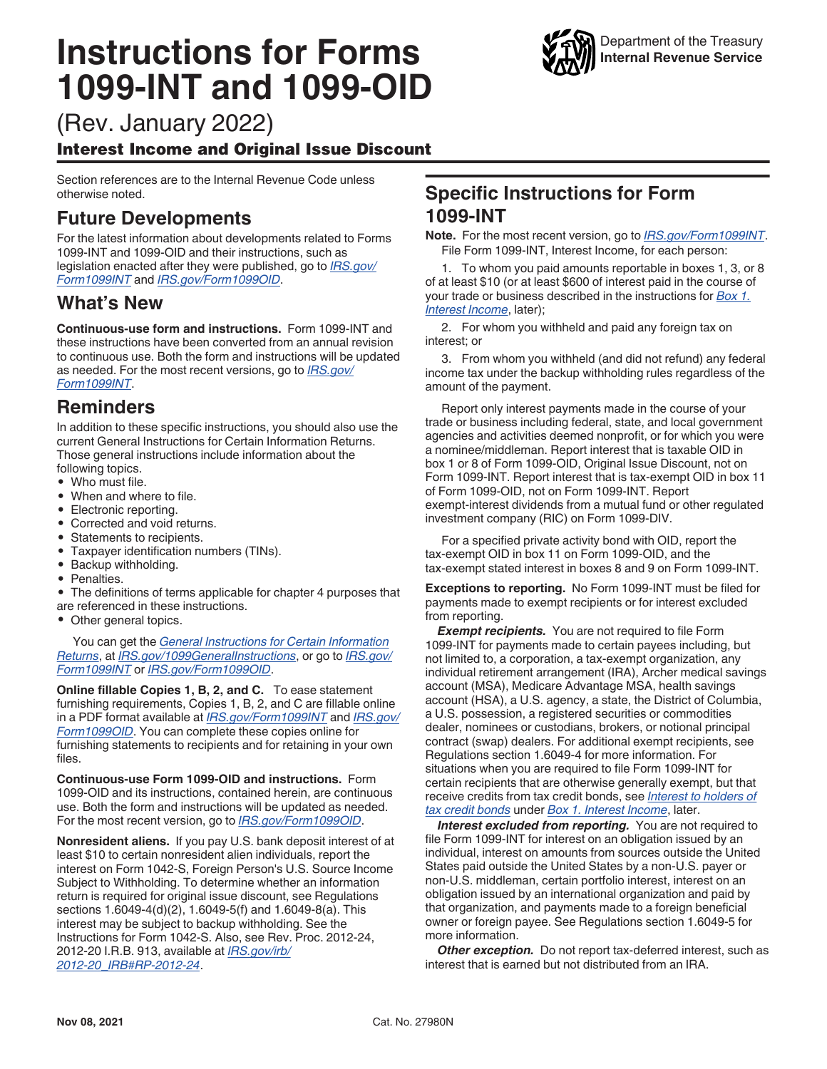# Instructions for Forms 1099-INT and 1099-OID

Department of the Treasury
**Internal Revenue Service**

(Rev. January 2022)

**Interest Income and Original Issue Discount**

Section references are to the Internal Revenue Code unless otherwise noted.

## Future Developments

For the latest information about developments related to Forms 1099-INT and 1099-OID and their instructions, such as legislation enacted after they were published, go to *IRS.gov/Form1099INT* and *IRS.gov/Form1099OID*.

## What's New

**Continuous-use form and instructions.** Form 1099-INT and these instructions have been converted from an annual revision to continuous use. Both the form and instructions will be updated as needed. For the most recent versions, go to *IRS.gov/Form1099INT*.

## Reminders

In addition to these specific instructions, you should also use the current General Instructions for Certain Information Returns. Those general instructions include information about the following topics.

- Who must file.
- When and where to file.
- Electronic reporting.
- Corrected and void returns.
- Statements to recipients.
- Taxpayer identification numbers (TINs).
- Backup withholding.
- Penalties.
- The definitions of terms applicable for chapter 4 purposes that are referenced in these instructions.
- Other general topics.

You can get the *General Instructions for Certain Information Returns*, at *IRS.gov/1099GeneralInstructions*, or go to *IRS.gov/Form1099INT* or *IRS.gov/Form1099OID*.

**Online fillable Copies 1, B, 2, and C.** To ease statement furnishing requirements, Copies 1, B, 2, and C are fillable online in a PDF format available at *IRS.gov/Form1099INT* and *IRS.gov/Form1099OID*. You can complete these copies online for furnishing statements to recipients and for retaining in your own files.

**Continuous-use Form 1099-OID and instructions.** Form 1099-OID and its instructions, contained herein, are continuous use. Both the form and instructions will be updated as needed. For the most recent version, go to *IRS.gov/Form1099OID*.

**Nonresident aliens.** If you pay U.S. bank deposit interest of at least $10 to certain nonresident alien individuals, report the interest on Form 1042-S, Foreign Person's U.S. Source Income Subject to Withholding. To determine whether an information return is required for original issue discount, see Regulations sections 1.6049-4(d)(2), 1.6049-5(f) and 1.6049-8(a). This interest may be subject to backup withholding. See the Instructions for Form 1042-S. Also, see Rev. Proc. 2012-24, 2012-20 I.R.B. 913, available at *IRS.gov/irb/2012-20_IRB#RP-2012-24*.

## Specific Instructions for Form 1099-INT

**Note.** For the most recent version, go to *IRS.gov/Form1099INT*.

File Form 1099-INT, Interest Income, for each person:

1. To whom you paid amounts reportable in boxes 1, 3, or 8 of at least $10 (or at least $600 of interest paid in the course of your trade or business described in the instructions for *Box 1. Interest Income*, later);
2. For whom you withheld and paid any foreign tax on interest; or
3. From whom you withheld (and did not refund) any federal income tax under the backup withholding rules regardless of the amount of the payment.

Report only interest payments made in the course of your trade or business including federal, state, and local government agencies and activities deemed nonprofit, or for which you were a nominee/middleman. Report interest that is taxable OID in box 1 or 8 of Form 1099-OID, Original Issue Discount, not on Form 1099-INT. Report interest that is tax-exempt OID in box 11 of Form 1099-OID, not on Form 1099-INT. Report exempt-interest dividends from a mutual fund or other regulated investment company (RIC) on Form 1099-DIV.

For a specified private activity bond with OID, report the tax-exempt OID in box 11 on Form 1099-OID, and the tax-exempt stated interest in boxes 8 and 9 on Form 1099-INT.

**Exceptions to reporting.** No Form 1099-INT must be filed for payments made to exempt recipients or for interest excluded from reporting.

***Exempt recipients.*** You are not required to file Form 1099-INT for payments made to certain payees including, but not limited to, a corporation, a tax-exempt organization, any individual retirement arrangement (IRA), Archer medical savings account (MSA), Medicare Advantage MSA, health savings account (HSA), a U.S. agency, a state, the District of Columbia, a U.S. possession, a registered securities or commodities dealer, nominees or custodians, brokers, or notional principal contract (swap) dealers. For additional exempt recipients, see Regulations section 1.6049-4 for more information. For situations when you are required to file Form 1099-INT for certain recipients that are otherwise generally exempt, but that receive credits from tax credit bonds, see *Interest to holders of tax credit bonds* under *Box 1. Interest Income*, later.

***Interest excluded from reporting.*** You are not required to file Form 1099-INT for interest on an obligation issued by an individual, interest on amounts from sources outside the United States paid outside the United States by a non-U.S. payer or non-U.S. middleman, certain portfolio interest, interest on an obligation issued by an international organization and paid by that organization, and payments made to a foreign beneficial owner or foreign payee. See Regulations section 1.6049-5 for more information.

***Other exception.*** Do not report tax-deferred interest, such as interest that is earned but not distributed from an IRA.

Nov 08, 2021 Cat. No. 27980N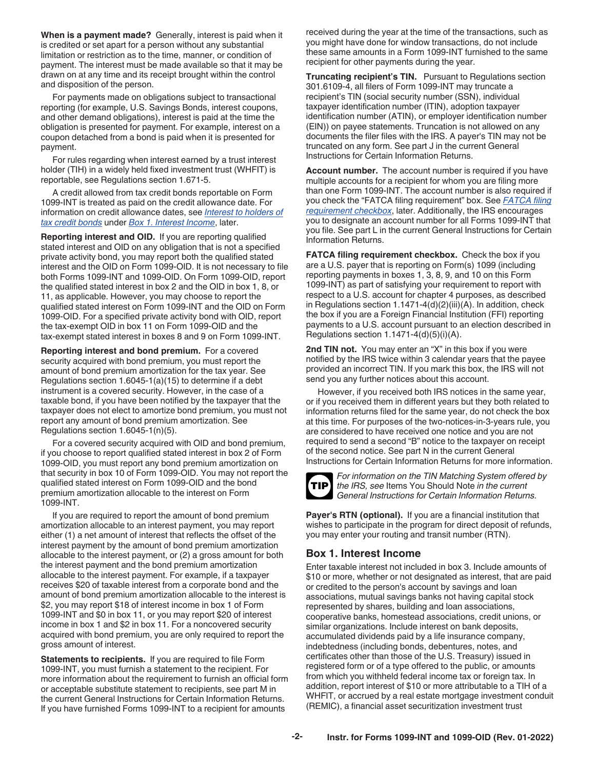**When is a payment made?** Generally, interest is paid when it is credited or set apart for a person without any substantial limitation or restriction as to the time, manner, or condition of payment. The interest must be made available so that it may be drawn on at any time and its receipt brought within the control and disposition of the person.

For payments made on obligations subject to transactional reporting (for example, U.S. Savings Bonds, interest coupons, and other demand obligations), interest is paid at the time the obligation is presented for payment. For example, interest on a coupon detached from a bond is paid when it is presented for payment.

For rules regarding when interest earned by a trust interest holder (TIH) in a widely held fixed investment trust (WHFIT) is reportable, see Regulations section 1.671-5.

A credit allowed from tax credit bonds reportable on Form 1099-INT is treated as paid on the credit allowance date. For information on credit allowance dates, see *Interest to holders of tax credit bonds* under *Box 1. Interest Income*, later.

**Reporting interest and OID.** If you are reporting qualified stated interest and OID on any obligation that is not a specified private activity bond, you may report both the qualified stated interest and the OID on Form 1099-OID. It is not necessary to file both Forms 1099-INT and 1099-OID. On Form 1099-OID, report the qualified stated interest in box 2 and the OID in box 1, 8, or 11, as applicable. However, you may choose to report the qualified stated interest on Form 1099-INT and the OID on Form 1099-OID. For a specified private activity bond with OID, report the tax-exempt OID in box 11 on Form 1099-OID and the tax-exempt stated interest in boxes 8 and 9 on Form 1099-INT.

**Reporting interest and bond premium.** For a covered security acquired with bond premium, you must report the amount of bond premium amortization for the tax year. See Regulations section 1.6045-1(a)(15) to determine if a debt instrument is a covered security. However, in the case of a taxable bond, if you have been notified by the taxpayer that the taxpayer does not elect to amortize bond premium, you must not report any amount of bond premium amortization. See Regulations section 1.6045-1(n)(5).

For a covered security acquired with OID and bond premium, if you choose to report qualified stated interest in box 2 of Form 1099-OID, you must report any bond premium amortization on that security in box 10 of Form 1099-OID. You may not report the qualified stated interest on Form 1099-OID and the bond premium amortization allocable to the interest on Form 1099-INT.

If you are required to report the amount of bond premium amortization allocable to an interest payment, you may report either (1) a net amount of interest that reflects the offset of the interest payment by the amount of bond premium amortization allocable to the interest payment, or (2) a gross amount for both the interest payment and the bond premium amortization allocable to the interest payment. For example, if a taxpayer receives $20 of taxable interest from a corporate bond and the amount of bond premium amortization allocable to the interest is $2, you may report $18 of interest income in box 1 of Form 1099-INT and $0 in box 11, or you may report $20 of interest income in box 1 and $2 in box 11. For a noncovered security acquired with bond premium, you are only required to report the gross amount of interest.

**Statements to recipients.** If you are required to file Form 1099-INT, you must furnish a statement to the recipient. For more information about the requirement to furnish an official form or acceptable substitute statement to recipients, see part M in the current General Instructions for Certain Information Returns. If you have furnished Forms 1099-INT to a recipient for amounts received during the year at the time of the transactions, such as you might have done for window transactions, do not include these same amounts in a Form 1099-INT furnished to the same recipient for other payments during the year.

**Truncating recipient's TIN.** Pursuant to Regulations section 301.6109-4, all filers of Form 1099-INT may truncate a recipient's TIN (social security number (SSN), individual taxpayer identification number (ITIN), adoption taxpayer identification number (ATIN), or employer identification number (EIN)) on payee statements. Truncation is not allowed on any documents the filer files with the IRS. A payer's TIN may not be truncated on any form. See part J in the current General Instructions for Certain Information Returns.

**Account number.** The account number is required if you have multiple accounts for a recipient for whom you are filing more than one Form 1099-INT. The account number is also required if you check the "FATCA filing requirement" box. See *FATCA filing requirement checkbox*, later. Additionally, the IRS encourages you to designate an account number for all Forms 1099-INT that you file. See part L in the current General Instructions for Certain Information Returns.

**FATCA filing requirement checkbox.** Check the box if you are a U.S. payer that is reporting on Form(s) 1099 (including reporting payments in boxes 1, 3, 8, 9, and 10 on this Form 1099-INT) as part of satisfying your requirement to report with respect to a U.S. account for chapter 4 purposes, as described in Regulations section 1.1471-4(d)(2)(iii)(A). In addition, check the box if you are a Foreign Financial Institution (FFI) reporting payments to a U.S. account pursuant to an election described in Regulations section 1.1471-4(d)(5)(i)(A).

**2nd TIN not.** You may enter an "X" in this box if you were notified by the IRS twice within 3 calendar years that the payee provided an incorrect TIN. If you mark this box, the IRS will not send you any further notices about this account.

However, if you received both IRS notices in the same year, or if you received them in different years but they both related to information returns filed for the same year, do not check the box at this time. For purposes of the two-notices-in-3-years rule, you are considered to have received one notice and you are not required to send a second "B" notice to the taxpayer on receipt of the second notice. See part N in the current General Instructions for Certain Information Returns for more information.

**TIP** *For information on the TIN Matching System offered by the IRS, see* Items You Should Note *in the current General Instructions for Certain Information Returns.*

**Payer's RTN (optional).** If you are a financial institution that wishes to participate in the program for direct deposit of refunds, you may enter your routing and transit number (RTN).

## Box 1. Interest Income

Enter taxable interest not included in box 3. Include amounts of $10 or more, whether or not designated as interest, that are paid or credited to the person's account by savings and loan associations, mutual savings banks not having capital stock represented by shares, building and loan associations, cooperative banks, homestead associations, credit unions, or similar organizations. Include interest on bank deposits, accumulated dividends paid by a life insurance company, indebtedness (including bonds, debentures, notes, and certificates other than those of the U.S. Treasury) issued in registered form or of a type offered to the public, or amounts from which you withheld federal income tax or foreign tax. In addition, report interest of $10 or more attributable to a TIH of a WHFIT, or accrued by a real estate mortgage investment conduit (REMIC), a financial asset securitization investment trust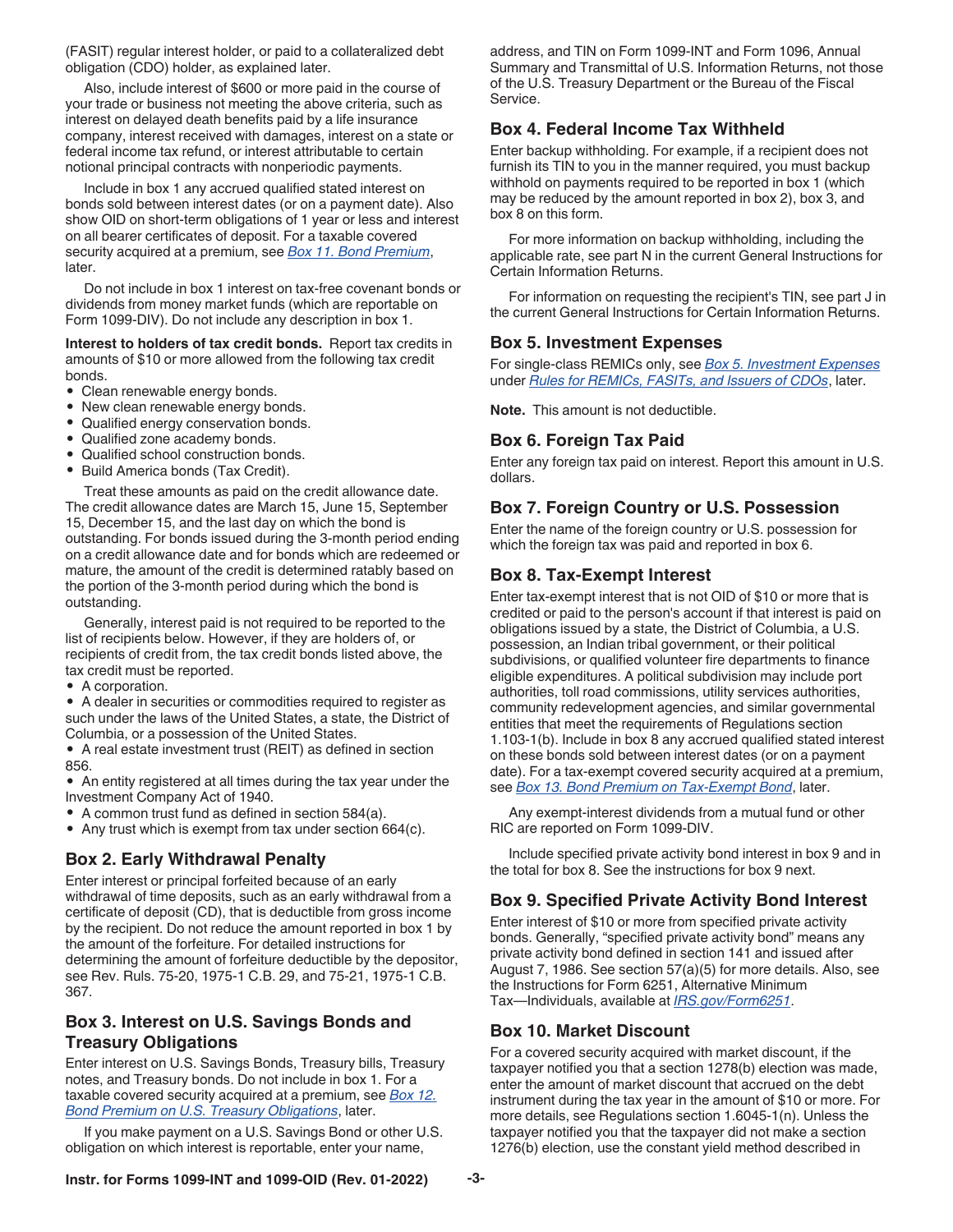(FASIT) regular interest holder, or paid to a collateralized debt obligation (CDO) holder, as explained later.

Also, include interest of $600 or more paid in the course of your trade or business not meeting the above criteria, such as interest on delayed death benefits paid by a life insurance company, interest received with damages, interest on a state or federal income tax refund, or interest attributable to certain notional principal contracts with nonperiodic payments.

Include in box 1 any accrued qualified stated interest on bonds sold between interest dates (or on a payment date). Also show OID on short-term obligations of 1 year or less and interest on all bearer certificates of deposit. For a taxable covered security acquired at a premium, see *Box 11. Bond Premium*, later.

Do not include in box 1 interest on tax-free covenant bonds or dividends from money market funds (which are reportable on Form 1099-DIV). Do not include any description in box 1.

**Interest to holders of tax credit bonds.** Report tax credits in amounts of $10 or more allowed from the following tax credit bonds.

- Clean renewable energy bonds.
- New clean renewable energy bonds.
- Qualified energy conservation bonds.
- Qualified zone academy bonds.
- Qualified school construction bonds.
- Build America bonds (Tax Credit).

Treat these amounts as paid on the credit allowance date. The credit allowance dates are March 15, June 15, September 15, December 15, and the last day on which the bond is outstanding. For bonds issued during the 3-month period ending on a credit allowance date and for bonds which are redeemed or mature, the amount of the credit is determined ratably based on the portion of the 3-month period during which the bond is outstanding.

Generally, interest paid is not required to be reported to the list of recipients below. However, if they are holders of, or recipients of credit from, the tax credit bonds listed above, the tax credit must be reported.

- A corporation.
- A dealer in securities or commodities required to register as such under the laws of the United States, a state, the District of Columbia, or a possession of the United States.
- A real estate investment trust (REIT) as defined in section 856.
- An entity registered at all times during the tax year under the Investment Company Act of 1940.
- A common trust fund as defined in section 584(a).
- Any trust which is exempt from tax under section 664(c).

## Box 2. Early Withdrawal Penalty

Enter interest or principal forfeited because of an early withdrawal of time deposits, such as an early withdrawal from a certificate of deposit (CD), that is deductible from gross income by the recipient. Do not reduce the amount reported in box 1 by the amount of the forfeiture. For detailed instructions for determining the amount of forfeiture deductible by the depositor, see Rev. Ruls. 75-20, 1975-1 C.B. 29, and 75-21, 1975-1 C.B. 367.

## Box 3. Interest on U.S. Savings Bonds and Treasury Obligations

Enter interest on U.S. Savings Bonds, Treasury bills, Treasury notes, and Treasury bonds. Do not include in box 1. For a taxable covered security acquired at a premium, see *Box 12. Bond Premium on U.S. Treasury Obligations*, later.

If you make payment on a U.S. Savings Bond or other U.S. obligation on which interest is reportable, enter your name, address, and TIN on Form 1099-INT and Form 1096, Annual Summary and Transmittal of U.S. Information Returns, not those of the U.S. Treasury Department or the Bureau of the Fiscal Service.

## Box 4. Federal Income Tax Withheld

Enter backup withholding. For example, if a recipient does not furnish its TIN to you in the manner required, you must backup withhold on payments required to be reported in box 1 (which may be reduced by the amount reported in box 2), box 3, and box 8 on this form.

For more information on backup withholding, including the applicable rate, see part N in the current General Instructions for Certain Information Returns.

For information on requesting the recipient's TIN, see part J in the current General Instructions for Certain Information Returns.

## Box 5. Investment Expenses

For single-class REMICs only, see *Box 5. Investment Expenses* under *Rules for REMICs, FASITs, and Issuers of CDOs*, later.

**Note.** This amount is not deductible.

## Box 6. Foreign Tax Paid

Enter any foreign tax paid on interest. Report this amount in U.S. dollars.

## Box 7. Foreign Country or U.S. Possession

Enter the name of the foreign country or U.S. possession for which the foreign tax was paid and reported in box 6.

## Box 8. Tax-Exempt Interest

Enter tax-exempt interest that is not OID of $10 or more that is credited or paid to the person's account if that interest is paid on obligations issued by a state, the District of Columbia, a U.S. possession, an Indian tribal government, or their political subdivisions, or qualified volunteer fire departments to finance eligible expenditures. A political subdivision may include port authorities, toll road commissions, utility services authorities, community redevelopment agencies, and similar governmental entities that meet the requirements of Regulations section 1.103-1(b). Include in box 8 any accrued qualified stated interest on these bonds sold between interest dates (or on a payment date). For a tax-exempt covered security acquired at a premium, see *Box 13. Bond Premium on Tax-Exempt Bond*, later.

Any exempt-interest dividends from a mutual fund or other RIC are reported on Form 1099-DIV.

Include specified private activity bond interest in box 9 and in the total for box 8. See the instructions for box 9 next.

## Box 9. Specified Private Activity Bond Interest

Enter interest of $10 or more from specified private activity bonds. Generally, "specified private activity bond" means any private activity bond defined in section 141 and issued after August 7, 1986. See section 57(a)(5) for more details. Also, see the Instructions for Form 6251, Alternative Minimum Tax—Individuals, available at *IRS.gov/Form6251*.

## Box 10. Market Discount

For a covered security acquired with market discount, if the taxpayer notified you that a section 1278(b) election was made, enter the amount of market discount that accrued on the debt instrument during the tax year in the amount of $10 or more. For more details, see Regulations section 1.6045-1(n). Unless the taxpayer notified you that the taxpayer did not make a section 1276(b) election, use the constant yield method described in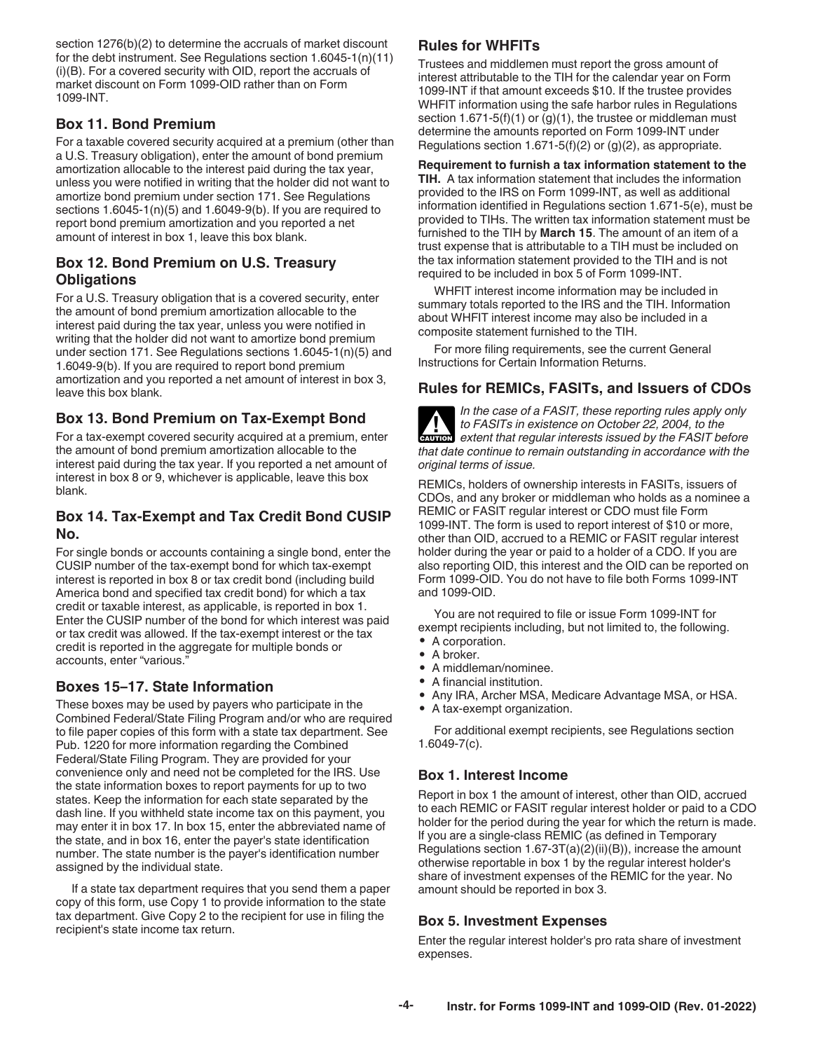section 1276(b)(2) to determine the accruals of market discount for the debt instrument. See Regulations section 1.6045-1(n)(11)(i)(B). For a covered security with OID, report the accruals of market discount on Form 1099-OID rather than on Form 1099-INT.

### Box 11. Bond Premium

For a taxable covered security acquired at a premium (other than a U.S. Treasury obligation), enter the amount of bond premium amortization allocable to the interest paid during the tax year, unless you were notified in writing that the holder did not want to amortize bond premium under section 171. See Regulations sections 1.6045-1(n)(5) and 1.6049-9(b). If you are required to report bond premium amortization and you reported a net amount of interest in box 1, leave this box blank.

### Box 12. Bond Premium on U.S. Treasury Obligations

For a U.S. Treasury obligation that is a covered security, enter the amount of bond premium amortization allocable to the interest paid during the tax year, unless you were notified in writing that the holder did not want to amortize bond premium under section 171. See Regulations sections 1.6045-1(n)(5) and 1.6049-9(b). If you are required to report bond premium amortization and you reported a net amount of interest in box 3, leave this box blank.

### Box 13. Bond Premium on Tax-Exempt Bond

For a tax-exempt covered security acquired at a premium, enter the amount of bond premium amortization allocable to the interest paid during the tax year. If you reported a net amount of interest in box 8 or 9, whichever is applicable, leave this box blank.

### Box 14. Tax-Exempt and Tax Credit Bond CUSIP No.

For single bonds or accounts containing a single bond, enter the CUSIP number of the tax-exempt bond for which tax-exempt interest is reported in box 8 or tax credit bond (including build America bond and specified tax credit bond) for which a tax credit or taxable interest, as applicable, is reported in box 1. Enter the CUSIP number of the bond for which interest was paid or tax credit was allowed. If the tax-exempt interest or the tax credit is reported in the aggregate for multiple bonds or accounts, enter "various."

### Boxes 15–17. State Information

These boxes may be used by payers who participate in the Combined Federal/State Filing Program and/or who are required to file paper copies of this form with a state tax department. See Pub. 1220 for more information regarding the Combined Federal/State Filing Program. They are provided for your convenience only and need not be completed for the IRS. Use the state information boxes to report payments for up to two states. Keep the information for each state separated by the dash line. If you withheld state income tax on this payment, you may enter it in box 17. In box 15, enter the abbreviated name of the state, and in box 16, enter the payer's state identification number. The state number is the payer's identification number assigned by the individual state.

If a state tax department requires that you send them a paper copy of this form, use Copy 1 to provide information to the state tax department. Give Copy 2 to the recipient for use in filing the recipient's state income tax return.

### Rules for WHFITs

Trustees and middlemen must report the gross amount of interest attributable to the TIH for the calendar year on Form 1099-INT if that amount exceeds $10. If the trustee provides WHFIT information using the safe harbor rules in Regulations section 1.671-5(f)(1) or (g)(1), the trustee or middleman must determine the amounts reported on Form 1099-INT under Regulations section 1.671-5(f)(2) or (g)(2), as appropriate.

**Requirement to furnish a tax information statement to the TIH.** A tax information statement that includes the information provided to the IRS on Form 1099-INT, as well as additional information identified in Regulations section 1.671-5(e), must be provided to TIHs. The written tax information statement must be furnished to the TIH by **March 15**. The amount of an item of a trust expense that is attributable to a TIH must be included on the tax information statement provided to the TIH and is not required to be included in box 5 of Form 1099-INT.

WHFIT interest income information may be included in summary totals reported to the IRS and the TIH. Information about WHFIT interest income may also be included in a composite statement furnished to the TIH.

For more filing requirements, see the current General Instructions for Certain Information Returns.

### Rules for REMICs, FASITs, and Issuers of CDOs

**CAUTION:** *In the case of a FASIT, these reporting rules apply only to FASITs in existence on October 22, 2004, to the extent that regular interests issued by the FASIT before that date continue to remain outstanding in accordance with the original terms of issue.*

REMICs, holders of ownership interests in FASITs, issuers of CDOs, and any broker or middleman who holds as a nominee a REMIC or FASIT regular interest or CDO must file Form 1099-INT. The form is used to report interest of $10 or more, other than OID, accrued to a REMIC or FASIT regular interest holder during the year or paid to a holder of a CDO. If you are also reporting OID, this interest and the OID can be reported on Form 1099-OID. You do not have to file both Forms 1099-INT and 1099-OID.

You are not required to file or issue Form 1099-INT for exempt recipients including, but not limited to, the following.

- A corporation.
- A broker.
- A middleman/nominee.
- A financial institution.
- Any IRA, Archer MSA, Medicare Advantage MSA, or HSA.
- A tax-exempt organization.

For additional exempt recipients, see Regulations section 1.6049-7(c).

#### Box 1. Interest Income

Report in box 1 the amount of interest, other than OID, accrued to each REMIC or FASIT regular interest holder or paid to a CDO holder for the period during the year for which the return is made. If you are a single-class REMIC (as defined in Temporary Regulations section 1.67-3T(a)(2)(ii)(B)), increase the amount otherwise reportable in box 1 by the regular interest holder's share of investment expenses of the REMIC for the year. No amount should be reported in box 3.

#### Box 5. Investment Expenses

Enter the regular interest holder's pro rata share of investment expenses.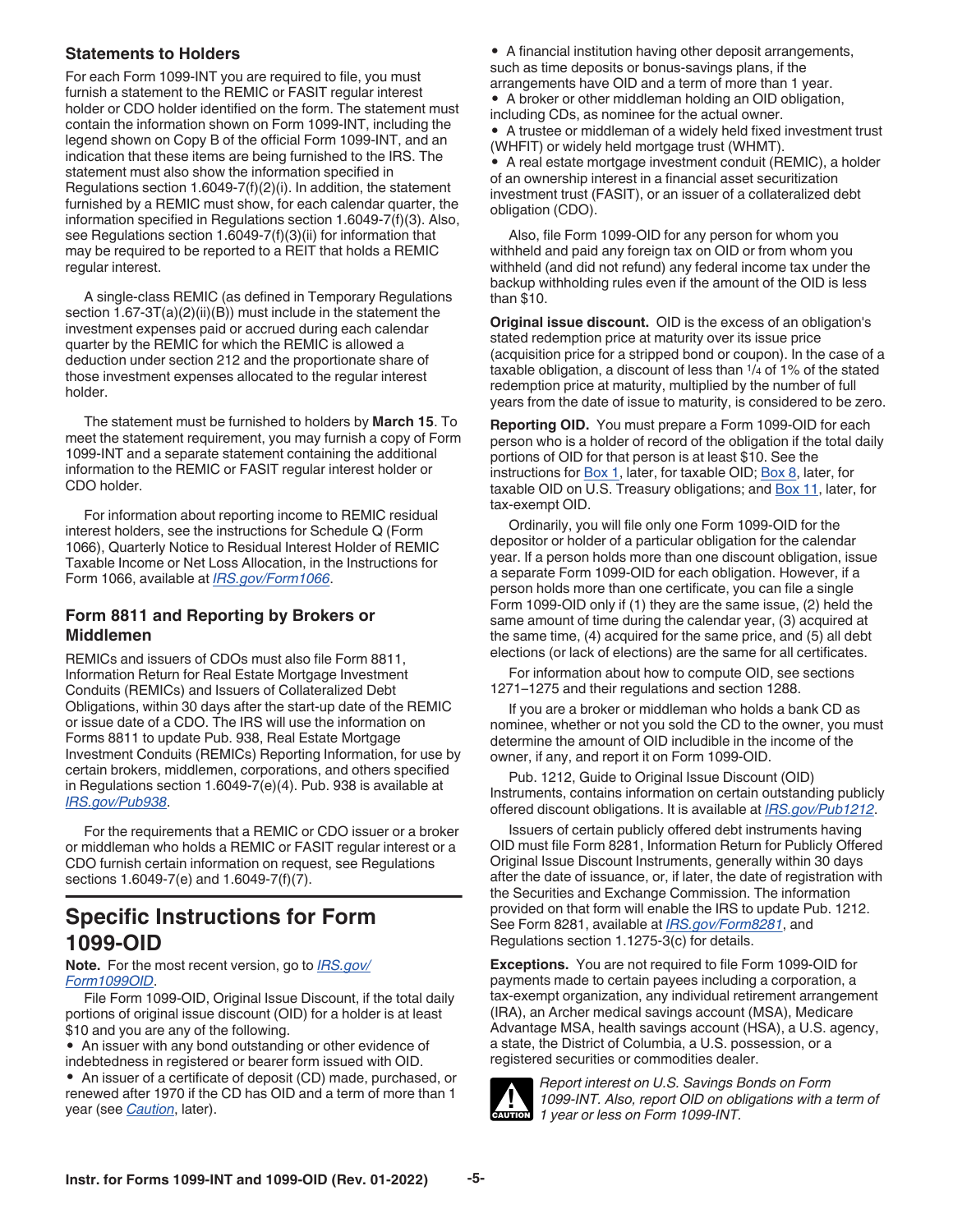### Statements to Holders

For each Form 1099-INT you are required to file, you must furnish a statement to the REMIC or FASIT regular interest holder or CDO holder identified on the form. The statement must contain the information shown on Form 1099-INT, including the legend shown on Copy B of the official Form 1099-INT, and an indication that these items are being furnished to the IRS. The statement must also show the information specified in Regulations section 1.6049-7(f)(2)(i). In addition, the statement furnished by a REMIC must show, for each calendar quarter, the information specified in Regulations section 1.6049-7(f)(3). Also, see Regulations section 1.6049-7(f)(3)(ii) for information that may be required to be reported to a REIT that holds a REMIC regular interest.

A single-class REMIC (as defined in Temporary Regulations section 1.67-3T(a)(2)(ii)(B)) must include in the statement the investment expenses paid or accrued during each calendar quarter by the REMIC for which the REMIC is allowed a deduction under section 212 and the proportionate share of those investment expenses allocated to the regular interest holder.

The statement must be furnished to holders by **March 15**. To meet the statement requirement, you may furnish a copy of Form 1099-INT and a separate statement containing the additional information to the REMIC or FASIT regular interest holder or CDO holder.

For information about reporting income to REMIC residual interest holders, see the instructions for Schedule Q (Form 1066), Quarterly Notice to Residual Interest Holder of REMIC Taxable Income or Net Loss Allocation, in the Instructions for Form 1066, available at *IRS.gov/Form1066*.

### Form 8811 and Reporting by Brokers or Middlemen

REMICs and issuers of CDOs must also file Form 8811, Information Return for Real Estate Mortgage Investment Conduits (REMICs) and Issuers of Collateralized Debt Obligations, within 30 days after the start-up date of the REMIC or issue date of a CDO. The IRS will use the information on Forms 8811 to update Pub. 938, Real Estate Mortgage Investment Conduits (REMICs) Reporting Information, for use by certain brokers, middlemen, corporations, and others specified in Regulations section 1.6049-7(e)(4). Pub. 938 is available at *IRS.gov/Pub938*.

For the requirements that a REMIC or CDO issuer or a broker or middleman who holds a REMIC or FASIT regular interest or a CDO furnish certain information on request, see Regulations sections 1.6049-7(e) and 1.6049-7(f)(7).

## Specific Instructions for Form 1099-OID

**Note.** For the most recent version, go to *IRS.gov/Form1099OID*.

File Form 1099-OID, Original Issue Discount, if the total daily portions of original issue discount (OID) for a holder is at least $10 and you are any of the following.

- An issuer with any bond outstanding or other evidence of indebtedness in registered or bearer form issued with OID.
- An issuer of a certificate of deposit (CD) made, purchased, or renewed after 1970 if the CD has OID and a term of more than 1 year (see *Caution*, later).
- A financial institution having other deposit arrangements, such as time deposits or bonus-savings plans, if the arrangements have OID and a term of more than 1 year.
- A broker or other middleman holding an OID obligation, including CDs, as nominee for the actual owner.
- A trustee or middleman of a widely held fixed investment trust (WHFIT) or widely held mortgage trust (WHMT).
- A real estate mortgage investment conduit (REMIC), a holder of an ownership interest in a financial asset securitization investment trust (FASIT), or an issuer of a collateralized debt obligation (CDO).

Also, file Form 1099-OID for any person for whom you withheld and paid any foreign tax on OID or from whom you withheld (and did not refund) any federal income tax under the backup withholding rules even if the amount of the OID is less than $10.

**Original issue discount.** OID is the excess of an obligation's stated redemption price at maturity over its issue price (acquisition price for a stripped bond or coupon). In the case of a taxable obligation, a discount of less than 1/4 of 1% of the stated redemption price at maturity, multiplied by the number of full years from the date of issue to maturity, is considered to be zero.

**Reporting OID.** You must prepare a Form 1099-OID for each person who is a holder of record of the obligation if the total daily portions of OID for that person is at least $10. See the instructions for Box 1, later, for taxable OID; Box 8, later, for taxable OID on U.S. Treasury obligations; and Box 11, later, for tax-exempt OID.

Ordinarily, you will file only one Form 1099-OID for the depositor or holder of a particular obligation for the calendar year. If a person holds more than one discount obligation, issue a separate Form 1099-OID for each obligation. However, if a person holds more than one certificate, you can file a single Form 1099-OID only if (1) they are the same issue, (2) held the same amount of time during the calendar year, (3) acquired at the same time, (4) acquired for the same price, and (5) all debt elections (or lack of elections) are the same for all certificates.

For information about how to compute OID, see sections 1271–1275 and their regulations and section 1288.

If you are a broker or middleman who holds a bank CD as nominee, whether or not you sold the CD to the owner, you must determine the amount of OID includible in the income of the owner, if any, and report it on Form 1099-OID.

Pub. 1212, Guide to Original Issue Discount (OID) Instruments, contains information on certain outstanding publicly offered discount obligations. It is available at *IRS.gov/Pub1212*.

Issuers of certain publicly offered debt instruments having OID must file Form 8281, Information Return for Publicly Offered Original Issue Discount Instruments, generally within 30 days after the date of issuance, or, if later, the date of registration with the Securities and Exchange Commission. The information provided on that form will enable the IRS to update Pub. 1212. See Form 8281, available at *IRS.gov/Form8281*, and Regulations section 1.1275-3(c) for details.

**Exceptions.** You are not required to file Form 1099-OID for payments made to certain payees including a corporation, a tax-exempt organization, any individual retirement arrangement (IRA), an Archer medical savings account (MSA), Medicare Advantage MSA, health savings account (HSA), a U.S. agency, a state, the District of Columbia, a U.S. possession, or a registered securities or commodities dealer.

CAUTION: *Report interest on U.S. Savings Bonds on Form 1099-INT. Also, report OID on obligations with a term of 1 year or less on Form 1099-INT.*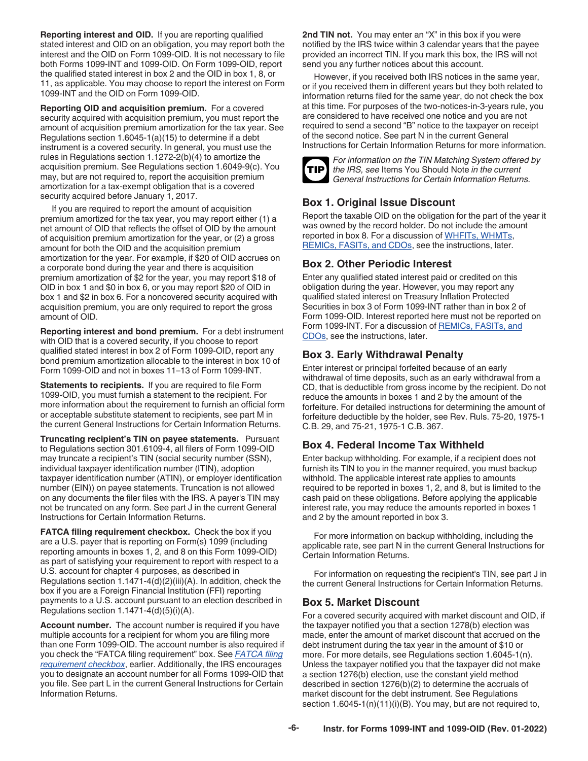**Reporting interest and OID.** If you are reporting qualified stated interest and OID on an obligation, you may report both the interest and the OID on Form 1099-OID. It is not necessary to file both Forms 1099-INT and 1099-OID. On Form 1099-OID, report the qualified stated interest in box 2 and the OID in box 1, 8, or 11, as applicable. You may choose to report the interest on Form 1099-INT and the OID on Form 1099-OID.

**Reporting OID and acquisition premium.** For a covered security acquired with acquisition premium, you must report the amount of acquisition premium amortization for the tax year. See Regulations section 1.6045-1(a)(15) to determine if a debt instrument is a covered security. In general, you must use the rules in Regulations section 1.1272-2(b)(4) to amortize the acquisition premium. See Regulations section 1.6049-9(c). You may, but are not required to, report the acquisition premium amortization for a tax-exempt obligation that is a covered security acquired before January 1, 2017.

If you are required to report the amount of acquisition premium amortized for the tax year, you may report either (1) a net amount of OID that reflects the offset of OID by the amount of acquisition premium amortization for the year, or (2) a gross amount for both the OID and the acquisition premium amortization for the year. For example, if $20 of OID accrues on a corporate bond during the year and there is acquisition premium amortization of $2 for the year, you may report $18 of OID in box 1 and $0 in box 6, or you may report $20 of OID in box 1 and $2 in box 6. For a noncovered security acquired with acquisition premium, you are only required to report the gross amount of OID.

**Reporting interest and bond premium.** For a debt instrument with OID that is a covered security, if you choose to report qualified stated interest in box 2 of Form 1099-OID, report any bond premium amortization allocable to the interest in box 10 of Form 1099-OID and not in boxes 11–13 of Form 1099-INT.

**Statements to recipients.** If you are required to file Form 1099-OID, you must furnish a statement to the recipient. For more information about the requirement to furnish an official form or acceptable substitute statement to recipients, see part M in the current General Instructions for Certain Information Returns.

**Truncating recipient's TIN on payee statements.** Pursuant to Regulations section 301.6109-4, all filers of Form 1099-OID may truncate a recipient's TIN (social security number (SSN), individual taxpayer identification number (ITIN), adoption taxpayer identification number (ATIN), or employer identification number (EIN)) on payee statements. Truncation is not allowed on any documents the filer files with the IRS. A payer's TIN may not be truncated on any form. See part J in the current General Instructions for Certain Information Returns.

**FATCA filing requirement checkbox.** Check the box if you are a U.S. payer that is reporting on Form(s) 1099 (including reporting amounts in boxes 1, 2, and 8 on this Form 1099-OID) as part of satisfying your requirement to report with respect to a U.S. account for chapter 4 purposes, as described in Regulations section 1.1471-4(d)(2)(iii)(A). In addition, check the box if you are a Foreign Financial Institution (FFI) reporting payments to a U.S. account pursuant to an election described in Regulations section 1.1471-4(d)(5)(i)(A).

**Account number.** The account number is required if you have multiple accounts for a recipient for whom you are filing more than one Form 1099-OID. The account number is also required if you check the "FATCA filing requirement" box. See *FATCA filing requirement checkbox*, earlier. Additionally, the IRS encourages you to designate an account number for all Forms 1099-OID that you file. See part L in the current General Instructions for Certain Information Returns.

**2nd TIN not.** You may enter an "X" in this box if you were notified by the IRS twice within 3 calendar years that the payee provided an incorrect TIN. If you mark this box, the IRS will not send you any further notices about this account.

However, if you received both IRS notices in the same year, or if you received them in different years but they both related to information returns filed for the same year, do not check the box at this time. For purposes of the two-notices-in-3-years rule, you are considered to have received one notice and you are not required to send a second "B" notice to the taxpayer on receipt of the second notice. See part N in the current General Instructions for Certain Information Returns for more information.

**TIP** *For information on the TIN Matching System offered by the IRS, see* Items You Should Note *in the current General Instructions for Certain Information Returns.*

## Box 1. Original Issue Discount

Report the taxable OID on the obligation for the part of the year it was owned by the record holder. Do not include the amount reported in box 8. For a discussion of WHFITs, WHMTs, REMICs, FASITs, and CDOs, see the instructions, later.

## Box 2. Other Periodic Interest

Enter any qualified stated interest paid or credited on this obligation during the year. However, you may report any qualified stated interest on Treasury Inflation Protected Securities in box 3 of Form 1099-INT rather than in box 2 of Form 1099-OID. Interest reported here must not be reported on Form 1099-INT. For a discussion of REMICs, FASITs, and CDOs, see the instructions, later.

## Box 3. Early Withdrawal Penalty

Enter interest or principal forfeited because of an early withdrawal of time deposits, such as an early withdrawal from a CD, that is deductible from gross income by the recipient. Do not reduce the amounts in boxes 1 and 2 by the amount of the forfeiture. For detailed instructions for determining the amount of forfeiture deductible by the holder, see Rev. Ruls. 75-20, 1975-1 C.B. 29, and 75-21, 1975-1 C.B. 367.

## Box 4. Federal Income Tax Withheld

Enter backup withholding. For example, if a recipient does not furnish its TIN to you in the manner required, you must backup withhold. The applicable interest rate applies to amounts required to be reported in boxes 1, 2, and 8, but is limited to the cash paid on these obligations. Before applying the applicable interest rate, you may reduce the amounts reported in boxes 1 and 2 by the amount reported in box 3.

For more information on backup withholding, including the applicable rate, see part N in the current General Instructions for Certain Information Returns.

For information on requesting the recipient's TIN, see part J in the current General Instructions for Certain Information Returns.

## Box 5. Market Discount

For a covered security acquired with market discount and OID, if the taxpayer notified you that a section 1278(b) election was made, enter the amount of market discount that accrued on the debt instrument during the tax year in the amount of $10 or more. For more details, see Regulations section 1.6045-1(n). Unless the taxpayer notified you that the taxpayer did not make a section 1276(b) election, use the constant yield method described in section 1276(b)(2) to determine the accruals of market discount for the debt instrument. See Regulations section 1.6045-1(n)(11)(i)(B). You may, but are not required to,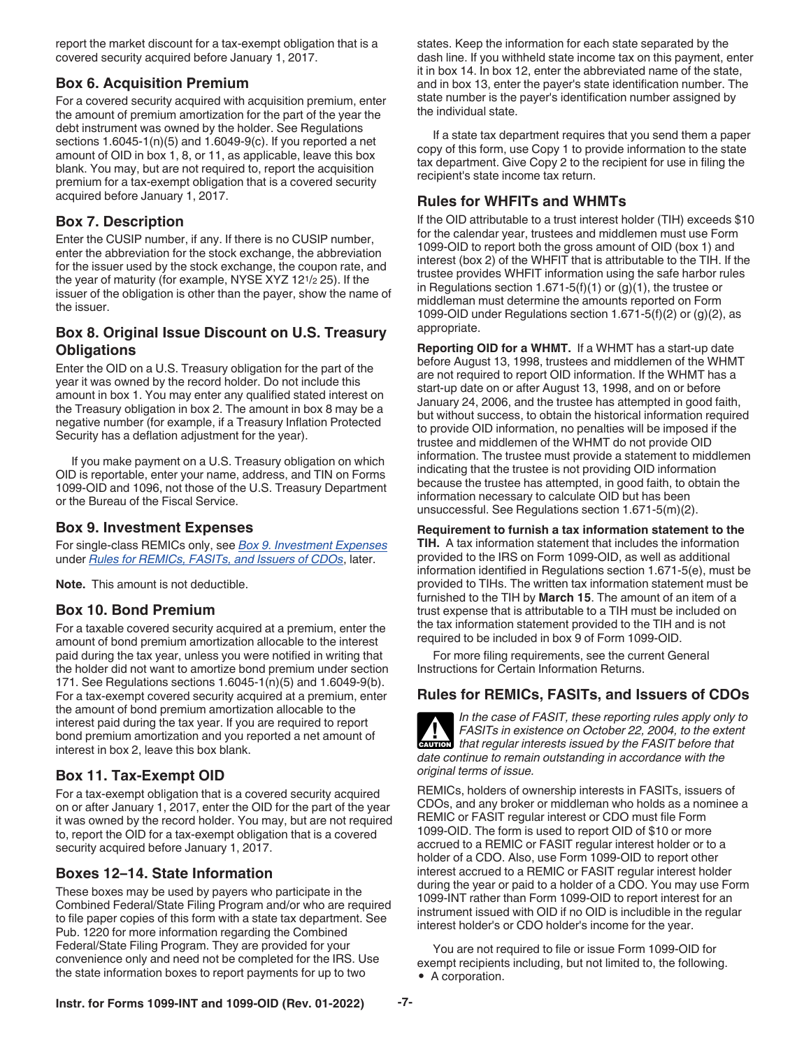report the market discount for a tax-exempt obligation that is a covered security acquired before January 1, 2017.

## Box 6. Acquisition Premium

For a covered security acquired with acquisition premium, enter the amount of premium amortization for the part of the year the debt instrument was owned by the holder. See Regulations sections 1.6045-1(n)(5) and 1.6049-9(c). If you reported a net amount of OID in box 1, 8, or 11, as applicable, leave this box blank. You may, but are not required to, report the acquisition premium for a tax-exempt obligation that is a covered security acquired before January 1, 2017.

## Box 7. Description

Enter the CUSIP number, if any. If there is no CUSIP number, enter the abbreviation for the stock exchange, the abbreviation for the issuer used by the stock exchange, the coupon rate, and the year of maturity (for example, NYSE XYZ 12 1/2 25). If the issuer of the obligation is other than the payer, show the name of the issuer.

## Box 8. Original Issue Discount on U.S. Treasury Obligations

Enter the OID on a U.S. Treasury obligation for the part of the year it was owned by the record holder. Do not include this amount in box 1. You may enter any qualified stated interest on the Treasury obligation in box 2. The amount in box 8 may be a negative number (for example, if a Treasury Inflation Protected Security has a deflation adjustment for the year).

If you make payment on a U.S. Treasury obligation on which OID is reportable, enter your name, address, and TIN on Forms 1099-OID and 1096, not those of the U.S. Treasury Department or the Bureau of the Fiscal Service.

## Box 9. Investment Expenses

For single-class REMICs only, see *Box 9. Investment Expenses* under *Rules for REMICs, FASITs, and Issuers of CDOs*, later.

**Note.** This amount is not deductible.

## Box 10. Bond Premium

For a taxable covered security acquired at a premium, enter the amount of bond premium amortization allocable to the interest paid during the tax year, unless you were notified in writing that the holder did not want to amortize bond premium under section 171. See Regulations sections 1.6045-1(n)(5) and 1.6049-9(b). For a tax-exempt covered security acquired at a premium, enter the amount of bond premium amortization allocable to the interest paid during the tax year. If you are required to report bond premium amortization and you reported a net amount of interest in box 2, leave this box blank.

## Box 11. Tax-Exempt OID

For a tax-exempt obligation that is a covered security acquired on or after January 1, 2017, enter the OID for the part of the year it was owned by the record holder. You may, but are not required to, report the OID for a tax-exempt obligation that is a covered security acquired before January 1, 2017.

## Boxes 12–14. State Information

These boxes may be used by payers who participate in the Combined Federal/State Filing Program and/or who are required to file paper copies of this form with a state tax department. See Pub. 1220 for more information regarding the Combined Federal/State Filing Program. They are provided for your convenience only and need not be completed for the IRS. Use the state information boxes to report payments for up to two states. Keep the information for each state separated by the dash line. If you withheld state income tax on this payment, enter it in box 14. In box 12, enter the abbreviated name of the state, and in box 13, enter the payer's state identification number. The state number is the payer's identification number assigned by the individual state.

If a state tax department requires that you send them a paper copy of this form, use Copy 1 to provide information to the state tax department. Give Copy 2 to the recipient for use in filing the recipient's state income tax return.

## Rules for WHFITs and WHMTs

If the OID attributable to a trust interest holder (TIH) exceeds $10 for the calendar year, trustees and middlemen must use Form 1099-OID to report both the gross amount of OID (box 1) and interest (box 2) of the WHFIT that is attributable to the TIH. If the trustee provides WHFIT information using the safe harbor rules in Regulations section 1.671-5(f)(1) or (g)(1), the trustee or middleman must determine the amounts reported on Form 1099-OID under Regulations section 1.671-5(f)(2) or (g)(2), as appropriate.

**Reporting OID for a WHMT.** If a WHMT has a start-up date before August 13, 1998, trustees and middlemen of the WHMT are not required to report OID information. If the WHMT has a start-up date on or after August 13, 1998, and on or before January 24, 2006, and the trustee has attempted in good faith, but without success, to obtain the historical information required to provide OID information, no penalties will be imposed if the trustee and middlemen of the WHMT do not provide OID information. The trustee must provide a statement to middlemen indicating that the trustee is not providing OID information because the trustee has attempted, in good faith, to obtain the information necessary to calculate OID but has been unsuccessful. See Regulations section 1.671-5(m)(2).

**Requirement to furnish a tax information statement to the TIH.** A tax information statement that includes the information provided to the IRS on Form 1099-OID, as well as additional information identified in Regulations section 1.671-5(e), must be provided to TIHs. The written tax information statement must be furnished to the TIH by **March 15**. The amount of an item of a trust expense that is attributable to a TIH must be included on the tax information statement provided to the TIH and is not required to be included in box 9 of Form 1099-OID.

For more filing requirements, see the current General Instructions for Certain Information Returns.

## Rules for REMICs, FASITs, and Issuers of CDOs

**CAUTION** *In the case of FASIT, these reporting rules apply only to FASITs in existence on October 22, 2004, to the extent that regular interests issued by the FASIT before that date continue to remain outstanding in accordance with the original terms of issue.*

REMICs, holders of ownership interests in FASITs, issuers of CDOs, and any broker or middleman who holds as a nominee a REMIC or FASIT regular interest or CDO must file Form 1099-OID. The form is used to report OID of $10 or more accrued to a REMIC or FASIT regular interest holder or to a holder of a CDO. Also, use Form 1099-OID to report other interest accrued to a REMIC or FASIT regular interest holder during the year or paid to a holder of a CDO. You may use Form 1099-INT rather than Form 1099-OID to report interest for an instrument issued with OID if no OID is includible in the regular interest holder's or CDO holder's income for the year.

You are not required to file or issue Form 1099-OID for exempt recipients including, but not limited to, the following.

- A corporation.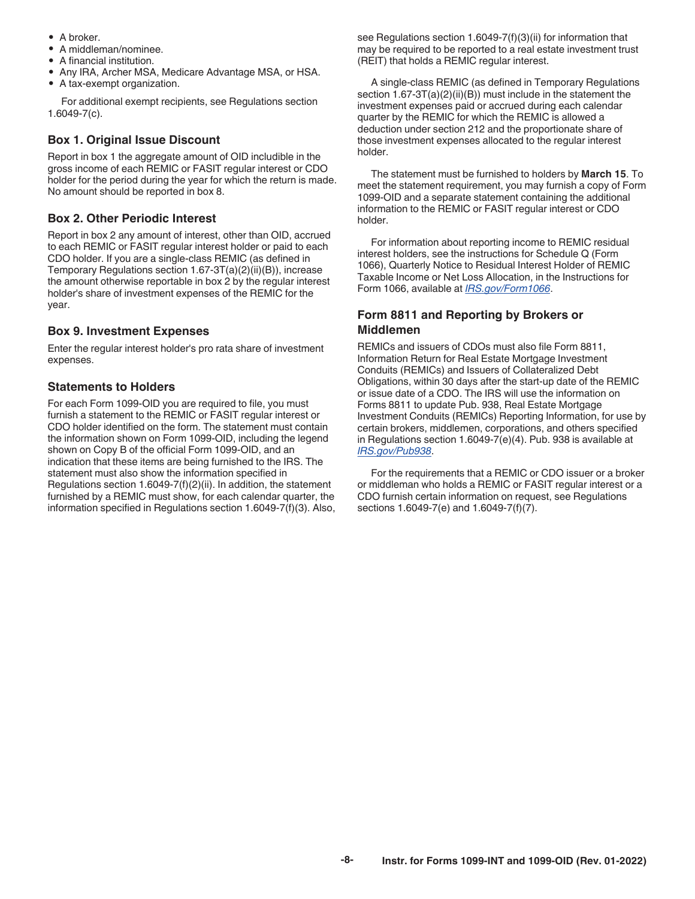- A broker.
- A middleman/nominee.
- A financial institution.
- Any IRA, Archer MSA, Medicare Advantage MSA, or HSA.
- A tax-exempt organization.

For additional exempt recipients, see Regulations section 1.6049-7(c).

### Box 1. Original Issue Discount

Report in box 1 the aggregate amount of OID includible in the gross income of each REMIC or FASIT regular interest or CDO holder for the period during the year for which the return is made. No amount should be reported in box 8.

### Box 2. Other Periodic Interest

Report in box 2 any amount of interest, other than OID, accrued to each REMIC or FASIT regular interest holder or paid to each CDO holder. If you are a single-class REMIC (as defined in Temporary Regulations section 1.67-3T(a)(2)(ii)(B)), increase the amount otherwise reportable in box 2 by the regular interest holder's share of investment expenses of the REMIC for the year.

### Box 9. Investment Expenses

Enter the regular interest holder's pro rata share of investment expenses.

### Statements to Holders

For each Form 1099-OID you are required to file, you must furnish a statement to the REMIC or FASIT regular interest or CDO holder identified on the form. The statement must contain the information shown on Form 1099-OID, including the legend shown on Copy B of the official Form 1099-OID, and an indication that these items are being furnished to the IRS. The statement must also show the information specified in Regulations section 1.6049-7(f)(2)(ii). In addition, the statement furnished by a REMIC must show, for each calendar quarter, the information specified in Regulations section 1.6049-7(f)(3). Also, see Regulations section 1.6049-7(f)(3)(ii) for information that may be required to be reported to a real estate investment trust (REIT) that holds a REMIC regular interest.

A single-class REMIC (as defined in Temporary Regulations section 1.67-3T(a)(2)(ii)(B)) must include in the statement the investment expenses paid or accrued during each calendar quarter by the REMIC for which the REMIC is allowed a deduction under section 212 and the proportionate share of those investment expenses allocated to the regular interest holder.

The statement must be furnished to holders by **March 15**. To meet the statement requirement, you may furnish a copy of Form 1099-OID and a separate statement containing the additional information to the REMIC or FASIT regular interest or CDO holder.

For information about reporting income to REMIC residual interest holders, see the instructions for Schedule Q (Form 1066), Quarterly Notice to Residual Interest Holder of REMIC Taxable Income or Net Loss Allocation, in the Instructions for Form 1066, available at *IRS.gov/Form1066*.

### Form 8811 and Reporting by Brokers or Middlemen

REMICs and issuers of CDOs must also file Form 8811, Information Return for Real Estate Mortgage Investment Conduits (REMICs) and Issuers of Collateralized Debt Obligations, within 30 days after the start-up date of the REMIC or issue date of a CDO. The IRS will use the information on Forms 8811 to update Pub. 938, Real Estate Mortgage Investment Conduits (REMICs) Reporting Information, for use by certain brokers, middlemen, corporations, and others specified in Regulations section 1.6049-7(e)(4). Pub. 938 is available at *IRS.gov/Pub938*.

For the requirements that a REMIC or CDO issuer or a broker or middleman who holds a REMIC or FASIT regular interest or a CDO furnish certain information on request, see Regulations sections 1.6049-7(e) and 1.6049-7(f)(7).